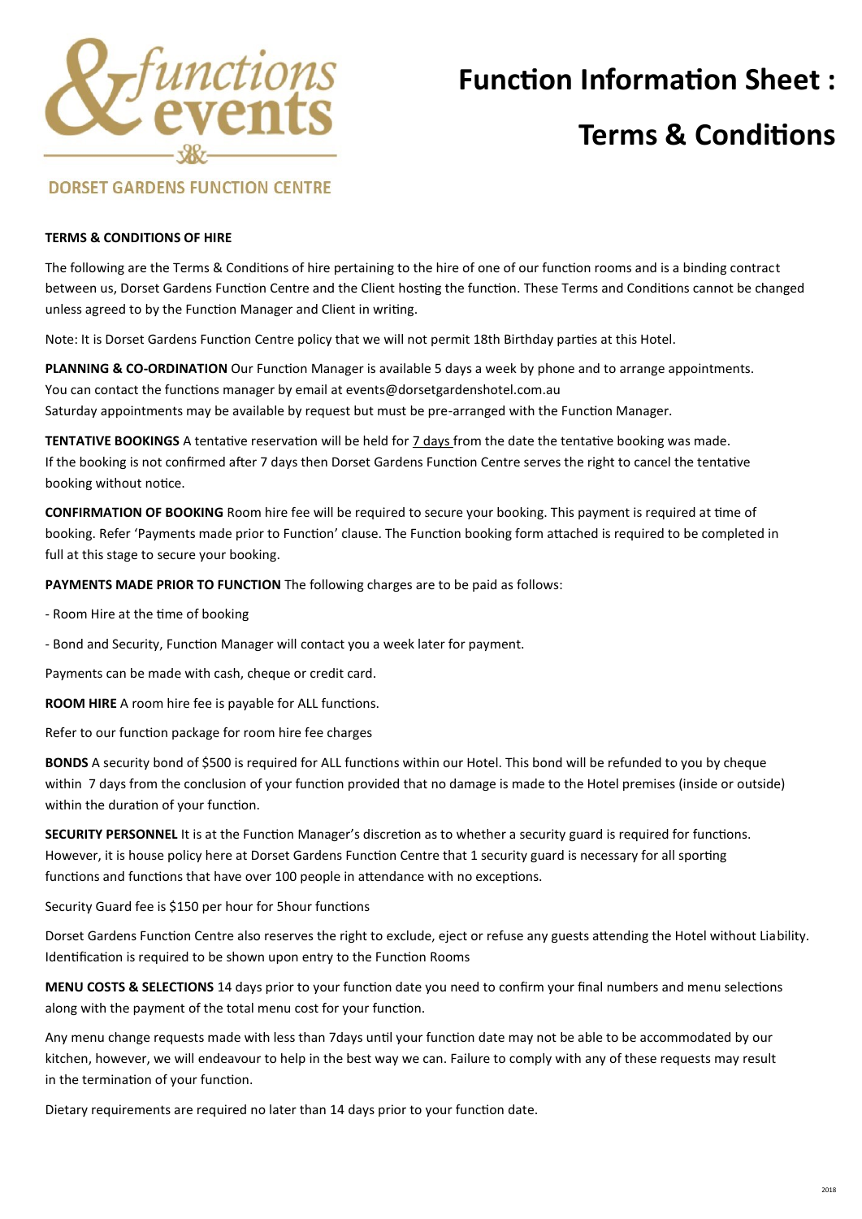&functions events

DORSET GARDENS FUNCTION CENTRE

# Function Information Sheet : Terms & Conditions

**TERMS & CONDITIONS OF HIRE**

The following are the Terms & Conditions of hire pertaining to the hire of one of our function rooms and is a binding contract between us, Dorset Gardens Function Centre and the Client hosting the function. These Terms and Conditions cannot be changed unless agreed to by the Function Manager and Client in writing.

Note: It is Dorset Gardens Function Centre policy that we will not permit 18th Birthday parties at this Hotel.

**PLANNING & CO-ORDINATION** Our Function Manager is available 5 days a week by phone and to arrange appointments. You can contact the functions manager by email at events@dorsetgardenshotel.com.au
Saturday appointments may be available by request but must be pre-arranged with the Function Manager.

**TENTATIVE BOOKINGS** A tentative reservation will be held for 7 days from the date the tentative booking was made. If the booking is not confirmed after 7 days then Dorset Gardens Function Centre serves the right to cancel the tentative booking without notice.

**CONFIRMATION OF BOOKING** Room hire fee will be required to secure your booking. This payment is required at time of booking. Refer 'Payments made prior to Function' clause. The Function booking form attached is required to be completed in full at this stage to secure your booking.

**PAYMENTS MADE PRIOR TO FUNCTION** The following charges are to be paid as follows:

- Room Hire at the time of booking
- Bond and Security, Function Manager will contact you a week later for payment.

Payments can be made with cash, cheque or credit card.

**ROOM HIRE** A room hire fee is payable for ALL functions.

Refer to our function package for room hire fee charges

**BONDS** A security bond of $500 is required for ALL functions within our Hotel. This bond will be refunded to you by cheque within 7 days from the conclusion of your function provided that no damage is made to the Hotel premises (inside or outside) within the duration of your function.

**SECURITY PERSONNEL** It is at the Function Manager's discretion as to whether a security guard is required for functions. However, it is house policy here at Dorset Gardens Function Centre that 1 security guard is necessary for all sporting functions and functions that have over 100 people in attendance with no exceptions.

Security Guard fee is $150 per hour for 5hour functions

Dorset Gardens Function Centre also reserves the right to exclude, eject or refuse any guests attending the Hotel without Liability. Identification is required to be shown upon entry to the Function Rooms

**MENU COSTS & SELECTIONS** 14 days prior to your function date you need to confirm your final numbers and menu selections along with the payment of the total menu cost for your function.

Any menu change requests made with less than 7days until your function date may not be able to be accommodated by our kitchen, however, we will endeavour to help in the best way we can. Failure to comply with any of these requests may result in the termination of your function.

Dietary requirements are required no later than 14 days prior to your function date.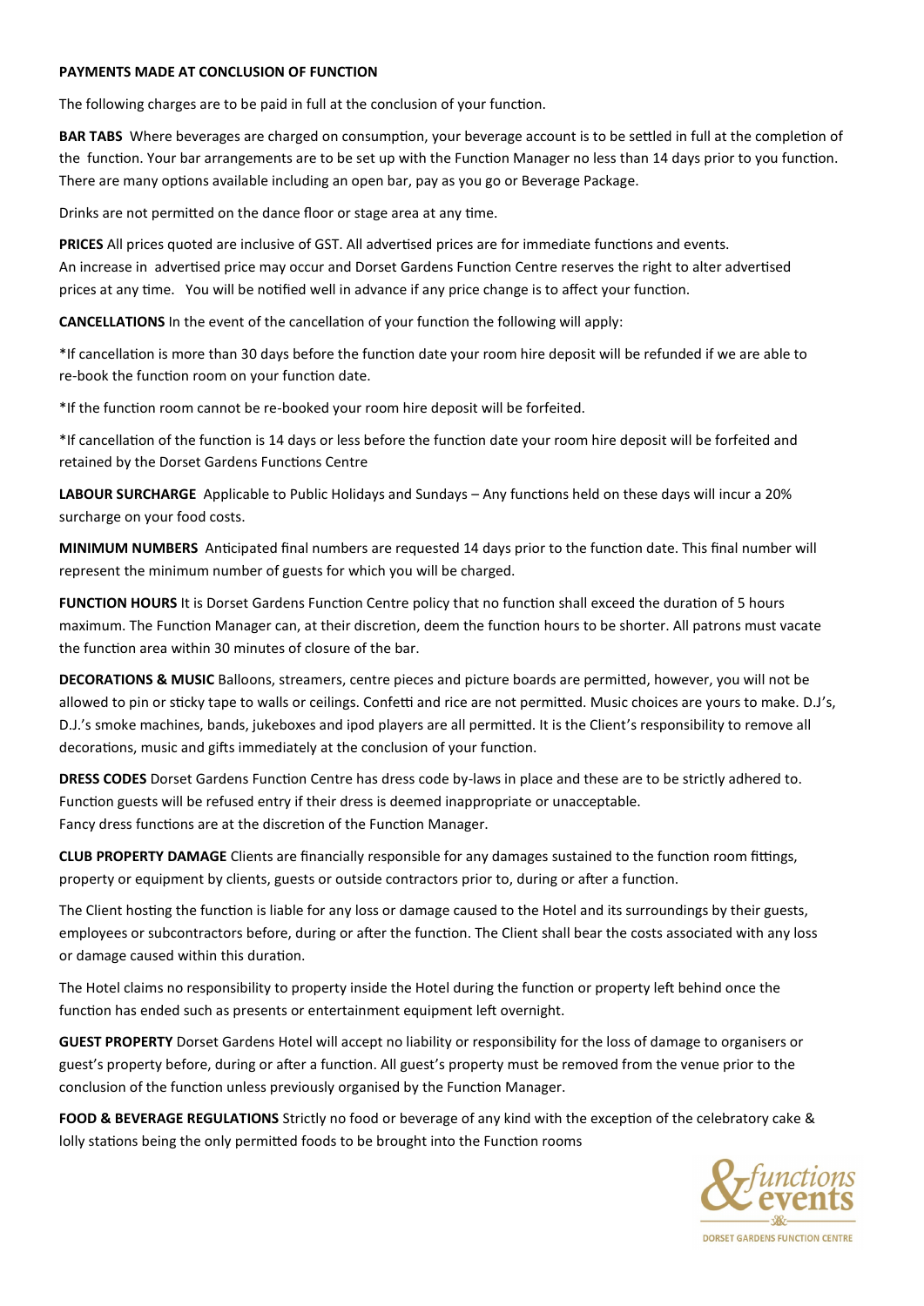**PAYMENTS MADE AT CONCLUSION OF FUNCTION**

The following charges are to be paid in full at the conclusion of your function.

**BAR TABS** Where beverages are charged on consumption, your beverage account is to be settled in full at the completion of the function. Your bar arrangements are to be set up with the Function Manager no less than 14 days prior to you function. There are many options available including an open bar, pay as you go or Beverage Package.

Drinks are not permitted on the dance floor or stage area at any time.

**PRICES** All prices quoted are inclusive of GST. All advertised prices are for immediate functions and events. An increase in advertised price may occur and Dorset Gardens Function Centre reserves the right to alter advertised prices at any time. You will be notified well in advance if any price change is to affect your function.

**CANCELLATIONS** In the event of the cancellation of your function the following will apply:

*If cancellation is more than 30 days before the function date your room hire deposit will be refunded if we are able to re-book the function room on your function date.

*If the function room cannot be re-booked your room hire deposit will be forfeited.

*If cancellation of the function is 14 days or less before the function date your room hire deposit will be forfeited and retained by the Dorset Gardens Functions Centre

**LABOUR SURCHARGE** Applicable to Public Holidays and Sundays – Any functions held on these days will incur a 20% surcharge on your food costs.

**MINIMUM NUMBERS** Anticipated final numbers are requested 14 days prior to the function date. This final number will represent the minimum number of guests for which you will be charged.

**FUNCTION HOURS** It is Dorset Gardens Function Centre policy that no function shall exceed the duration of 5 hours maximum. The Function Manager can, at their discretion, deem the function hours to be shorter. All patrons must vacate the function area within 30 minutes of closure of the bar.

**DECORATIONS & MUSIC** Balloons, streamers, centre pieces and picture boards are permitted, however, you will not be allowed to pin or sticky tape to walls or ceilings. Confetti and rice are not permitted. Music choices are yours to make. D.J's, D.J.'s smoke machines, bands, jukeboxes and ipod players are all permitted. It is the Client's responsibility to remove all decorations, music and gifts immediately at the conclusion of your function.

**DRESS CODES** Dorset Gardens Function Centre has dress code by-laws in place and these are to be strictly adhered to. Function guests will be refused entry if their dress is deemed inappropriate or unacceptable.
Fancy dress functions are at the discretion of the Function Manager.

**CLUB PROPERTY DAMAGE** Clients are financially responsible for any damages sustained to the function room fittings, property or equipment by clients, guests or outside contractors prior to, during or after a function.

The Client hosting the function is liable for any loss or damage caused to the Hotel and its surroundings by their guests, employees or subcontractors before, during or after the function. The Client shall bear the costs associated with any loss or damage caused within this duration.

The Hotel claims no responsibility to property inside the Hotel during the function or property left behind once the function has ended such as presents or entertainment equipment left overnight.

**GUEST PROPERTY** Dorset Gardens Hotel will accept no liability or responsibility for the loss of damage to organisers or guest's property before, during or after a function. All guest's property must be removed from the venue prior to the conclusion of the function unless previously organised by the Function Manager.

**FOOD & BEVERAGE REGULATIONS** Strictly no food or beverage of any kind with the exception of the celebratory cake & lolly stations being the only permitted foods to be brought into the Function rooms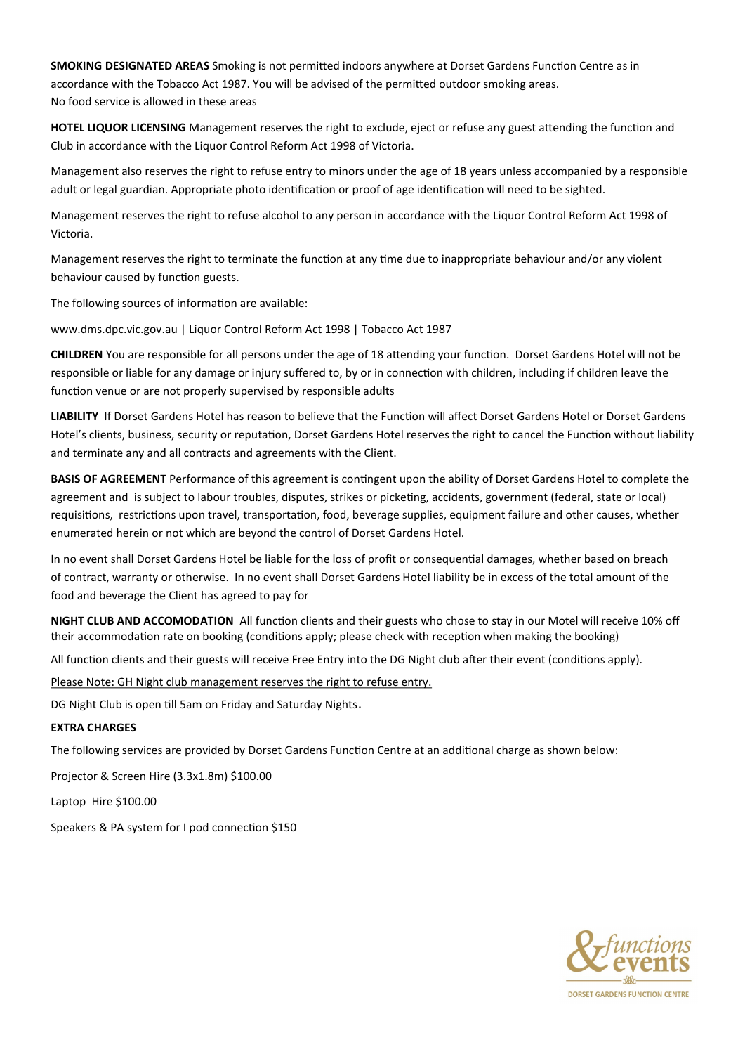**SMOKING DESIGNATED AREAS** Smoking is not permitted indoors anywhere at Dorset Gardens Function Centre as in accordance with the Tobacco Act 1987. You will be advised of the permitted outdoor smoking areas.
No food service is allowed in these areas

**HOTEL LIQUOR LICENSING** Management reserves the right to exclude, eject or refuse any guest attending the function and Club in accordance with the Liquor Control Reform Act 1998 of Victoria.

Management also reserves the right to refuse entry to minors under the age of 18 years unless accompanied by a responsible adult or legal guardian. Appropriate photo identification or proof of age identification will need to be sighted.

Management reserves the right to refuse alcohol to any person in accordance with the Liquor Control Reform Act 1998 of Victoria.

Management reserves the right to terminate the function at any time due to inappropriate behaviour and/or any violent behaviour caused by function guests.

The following sources of information are available:

www.dms.dpc.vic.gov.au | Liquor Control Reform Act 1998 | Tobacco Act 1987

**CHILDREN** You are responsible for all persons under the age of 18 attending your function. Dorset Gardens Hotel will not be responsible or liable for any damage or injury suffered to, by or in connection with children, including if children leave the function venue or are not properly supervised by responsible adults

**LIABILITY** If Dorset Gardens Hotel has reason to believe that the Function will affect Dorset Gardens Hotel or Dorset Gardens Hotel's clients, business, security or reputation, Dorset Gardens Hotel reserves the right to cancel the Function without liability and terminate any and all contracts and agreements with the Client.

**BASIS OF AGREEMENT** Performance of this agreement is contingent upon the ability of Dorset Gardens Hotel to complete the agreement and is subject to labour troubles, disputes, strikes or picketing, accidents, government (federal, state or local) requisitions, restrictions upon travel, transportation, food, beverage supplies, equipment failure and other causes, whether enumerated herein or not which are beyond the control of Dorset Gardens Hotel.

In no event shall Dorset Gardens Hotel be liable for the loss of profit or consequential damages, whether based on breach of contract, warranty or otherwise. In no event shall Dorset Gardens Hotel liability be in excess of the total amount of the food and beverage the Client has agreed to pay for

**NIGHT CLUB AND ACCOMODATION** All function clients and their guests who chose to stay in our Motel will receive 10% off their accommodation rate on booking (conditions apply; please check with reception when making the booking)

All function clients and their guests will receive Free Entry into the DG Night club after their event (conditions apply).

Please Note: GH Night club management reserves the right to refuse entry.

DG Night Club is open till 5am on Friday and Saturday Nights.

**EXTRA CHARGES**

The following services are provided by Dorset Gardens Function Centre at an additional charge as shown below:

Projector & Screen Hire (3.3x1.8m) $100.00

Laptop Hire $100.00

Speakers & PA system for I pod connection $150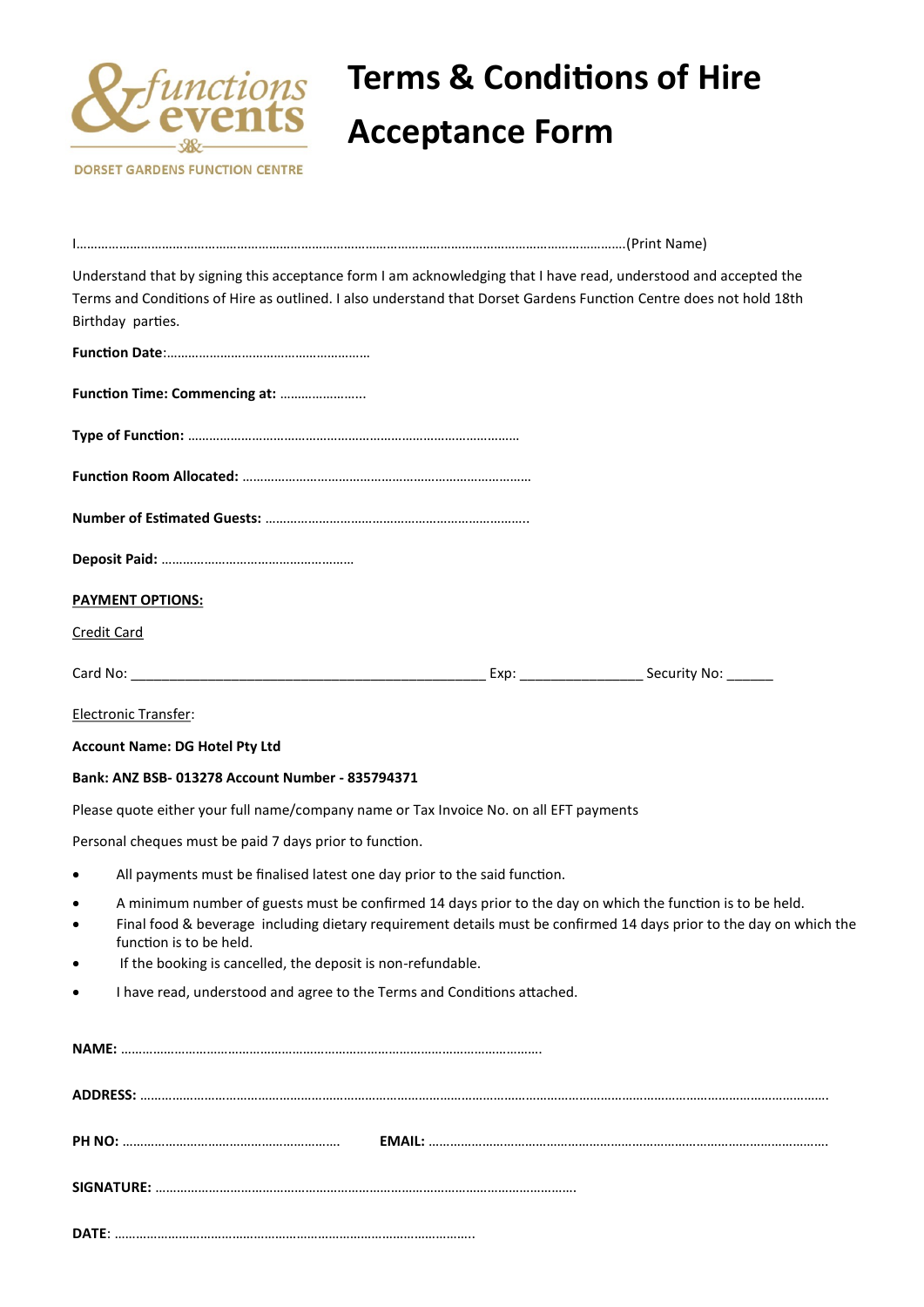# Terms & Conditions of Hire Acceptance Form

DORSET GARDENS FUNCTION CENTRE

I……………………………………………………………………………………………………………………………………….(Print Name)

Understand that by signing this acceptance form I am acknowledging that I have read, understood and accepted the Terms and Conditions of Hire as outlined. I also understand that Dorset Gardens Function Centre does not hold 18th Birthday parties.

**Function Date**:…………………………………………………

**Function Time: Commencing at:** ……………………..

**Type of Function:** ………………………………………………………………………………

**Function Room Allocated:** ………………………………………………………………………

**Number of Estimated Guests:** ………………………………………………………………..

**Deposit Paid:** ………………………………………………

**PAYMENT OPTIONS:**

Credit Card

Card No: _______________________________________________ Exp: ________________ Security No: ______

Electronic Transfer:

**Account Name: DG Hotel Pty Ltd**

**Bank: ANZ BSB- 013278 Account Number - 835794371**

Please quote either your full name/company name or Tax Invoice No. on all EFT payments

Personal cheques must be paid 7 days prior to function.

- All payments must be finalised latest one day prior to the said function.
- A minimum number of guests must be confirmed 14 days prior to the day on which the function is to be held.
- Final food & beverage including dietary requirement details must be confirmed 14 days prior to the day on which the function is to be held.
- If the booking is cancelled, the deposit is non-refundable.
- I have read, understood and agree to the Terms and Conditions attached.

**NAME:** ……………………………………………………………………………………………………

**ADDRESS:** ……………………………………………………………………………………………………………………………………………………………………

**PH NO:** ……………………………………………………  **EMAIL:** ……………………………………………………………………………………………………

**SIGNATURE:** ……………………………………………………………………………………………………

**DATE**: ………………………………………………………………………………….